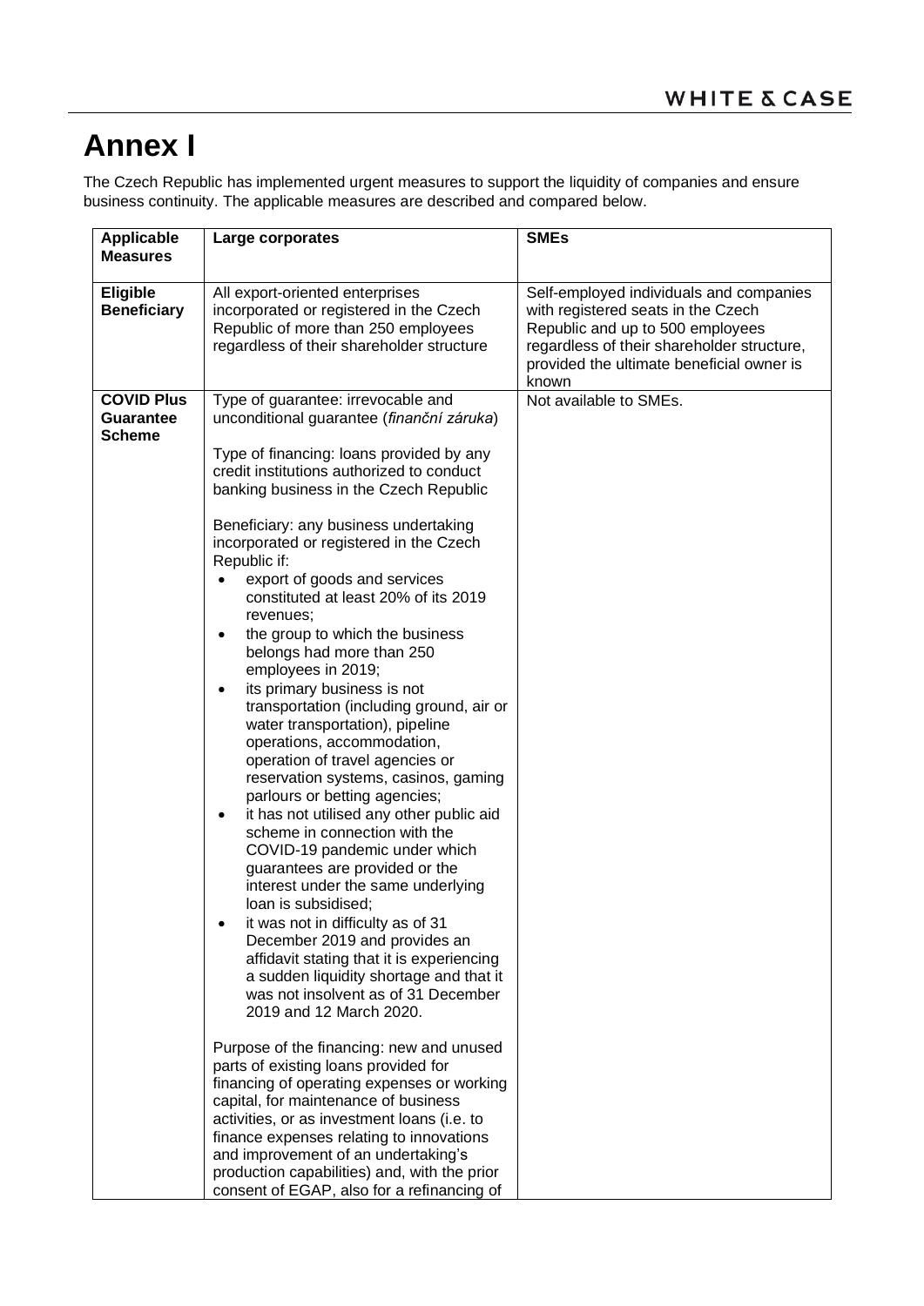# Annex I

The Czech Republic has implemented urgent measures to support the liquidity of companies and ensure business continuity. The applicable measures are described and compared below.

| **Applicable Measures** | **Large corporates** | **SMEs** |
|---|---|---|
| **Eligible Beneficiary** | All export-oriented enterprises incorporated or registered in the Czech Republic of more than 250 employees regardless of their shareholder structure | Self-employed individuals and companies with registered seats in the Czech Republic and up to 500 employees regardless of their shareholder structure, provided the ultimate beneficial owner is known |
| **COVID Plus Guarantee Scheme** | Type of guarantee: irrevocable and unconditional guarantee (*finanční záruka*)<br><br>Type of financing: loans provided by any credit institutions authorized to conduct banking business in the Czech Republic<br><br>Beneficiary: any business undertaking incorporated or registered in the Czech Republic if:<br>• export of goods and services constituted at least 20% of its 2019 revenues;<br>• the group to which the business belongs had more than 250 employees in 2019;<br>• its primary business is not transportation (including ground, air or water transportation), pipeline operations, accommodation, operation of travel agencies or reservation systems, casinos, gaming parlours or betting agencies;<br>• it has not utilised any other public aid scheme in connection with the COVID-19 pandemic under which guarantees are provided or the interest under the same underlying loan is subsidised;<br>• it was not in difficulty as of 31 December 2019 and provides an affidavit stating that it is experiencing a sudden liquidity shortage and that it was not insolvent as of 31 December 2019 and 12 March 2020.<br><br>Purpose of the financing: new and unused parts of existing loans provided for financing of operating expenses or working capital, for maintenance of business activities, or as investment loans (i.e. to finance expenses relating to innovations and improvement of an undertaking's production capabilities) and, with the prior consent of EGAP, also for a refinancing of | Not available to SMEs. |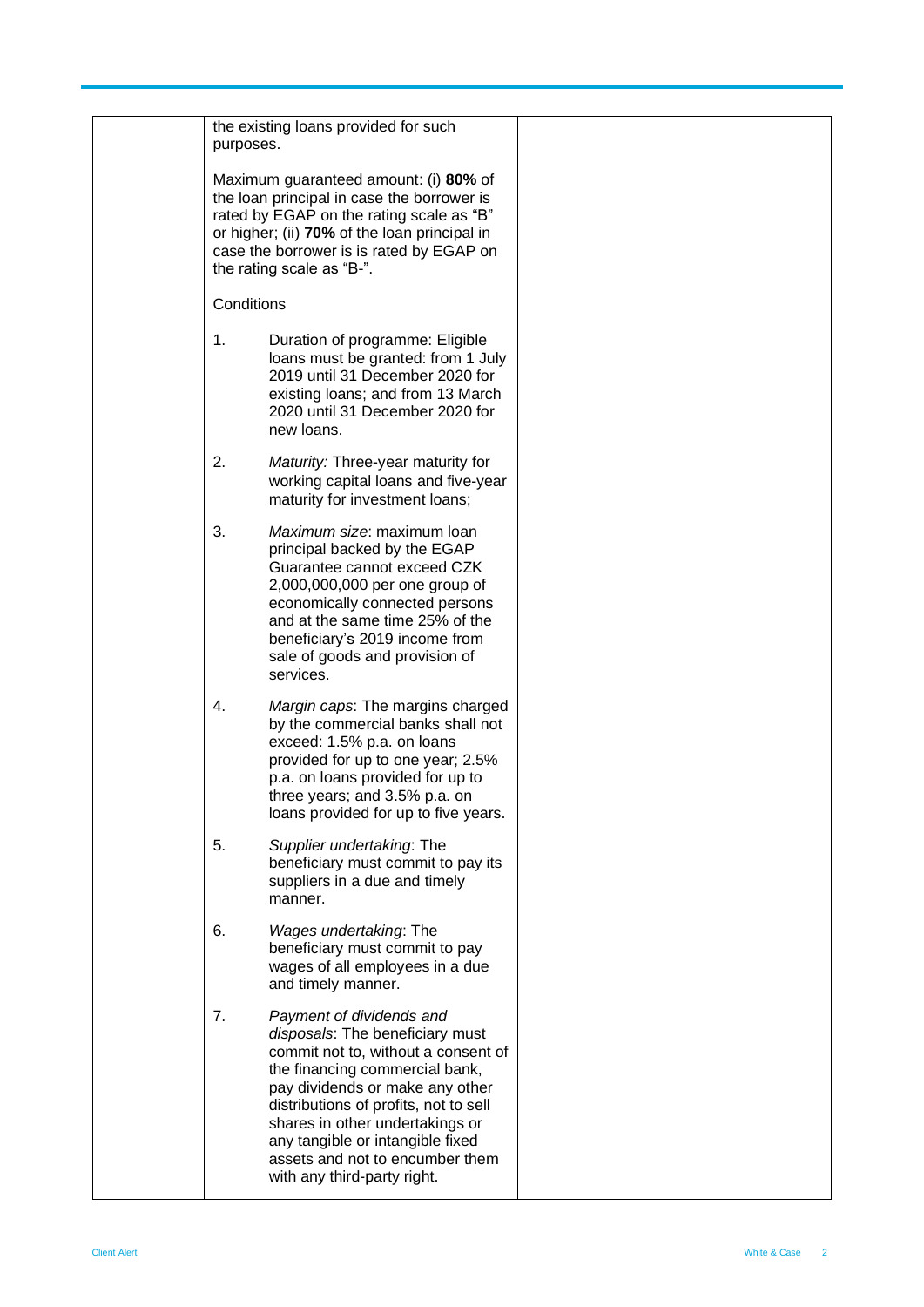| | | |
|---|---|---|
| | the existing loans provided for such purposes.<br><br>Maximum guaranteed amount: (i) **80%** of the loan principal in case the borrower is rated by EGAP on the rating scale as "B" or higher; (ii) **70%** of the loan principal in case the borrower is is rated by EGAP on the rating scale as "B-".<br><br>Conditions<br><br>1. Duration of programme: Eligible loans must be granted: from 1 July 2019 until 31 December 2020 for existing loans; and from 13 March 2020 until 31 December 2020 for new loans.<br><br>2. *Maturity:* Three-year maturity for working capital loans and five-year maturity for investment loans;<br><br>3. *Maximum size*: maximum loan principal backed by the EGAP Guarantee cannot exceed CZK 2,000,000,000 per one group of economically connected persons and at the same time 25% of the beneficiary's 2019 income from sale of goods and provision of services.<br><br>4. *Margin caps*: The margins charged by the commercial banks shall not exceed: 1.5% p.a. on loans provided for up to one year; 2.5% p.a. on loans provided for up to three years; and 3.5% p.a. on loans provided for up to five years.<br><br>5. *Supplier undertaking*: The beneficiary must commit to pay its suppliers in a due and timely manner.<br><br>6. *Wages undertaking*: The beneficiary must commit to pay wages of all employees in a due and timely manner.<br><br>7. *Payment of dividends and disposals*: The beneficiary must commit not to, without a consent of the financing commercial bank, pay dividends or make any other distributions of profits, not to sell shares in other undertakings or any tangible or intangible fixed assets and not to encumber them with any third-party right. | |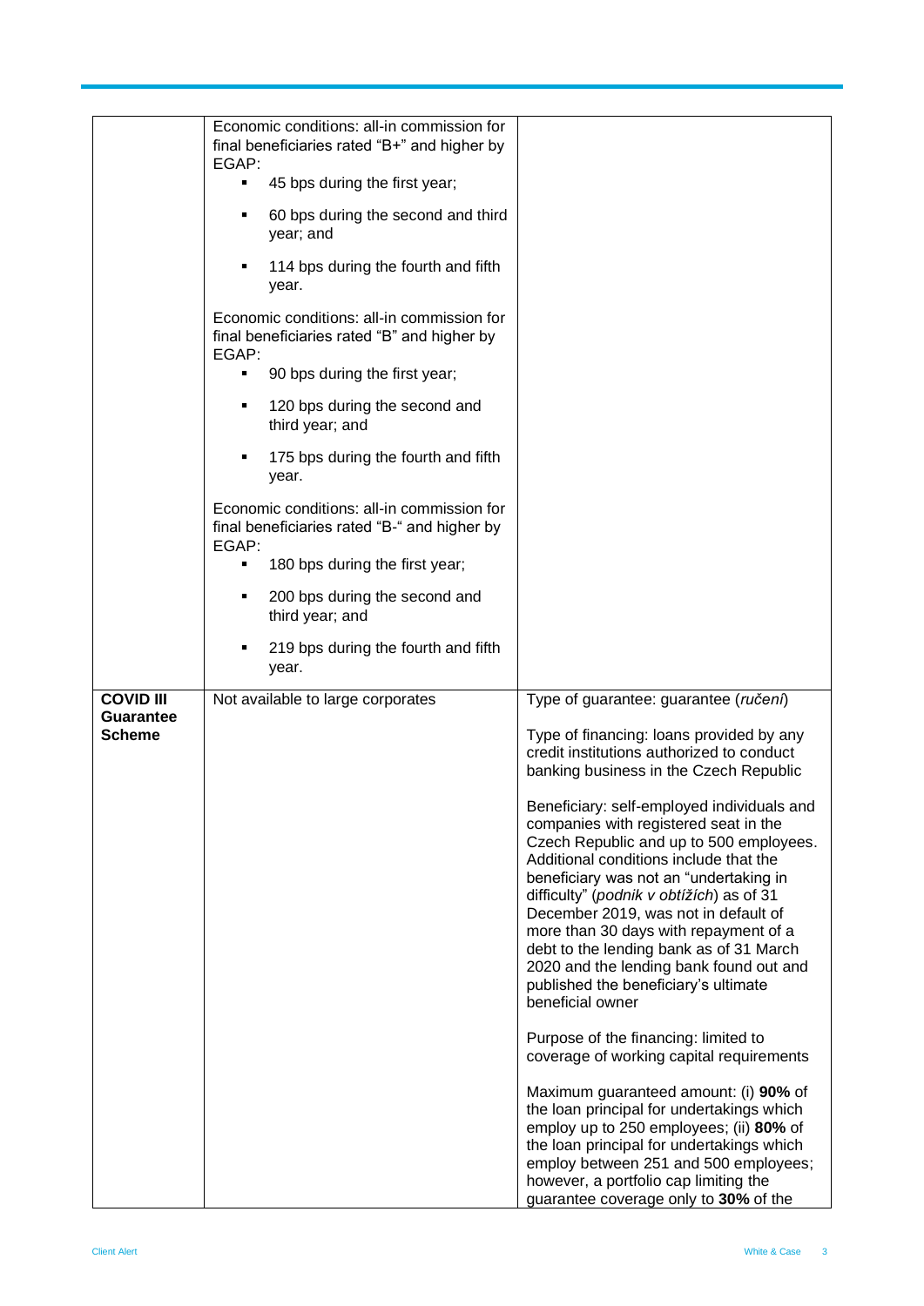| | | |
|---|---|---|
| | Economic conditions: all-in commission for final beneficiaries rated "B+" and higher by EGAP:<br>▪ 45 bps during the first year;<br>▪ 60 bps during the second and third year; and<br>▪ 114 bps during the fourth and fifth year.<br><br>Economic conditions: all-in commission for final beneficiaries rated "B" and higher by EGAP:<br>▪ 90 bps during the first year;<br>▪ 120 bps during the second and third year; and<br>▪ 175 bps during the fourth and fifth year.<br><br>Economic conditions: all-in commission for final beneficiaries rated "B-" and higher by EGAP:<br>▪ 180 bps during the first year;<br>▪ 200 bps during the second and third year; and<br>▪ 219 bps during the fourth and fifth year. | |
| **COVID III Guarantee Scheme** | Not available to large corporates | Type of guarantee: guarantee (*ručení*)<br><br>Type of financing: loans provided by any credit institutions authorized to conduct banking business in the Czech Republic<br><br>Beneficiary: self-employed individuals and companies with registered seat in the Czech Republic and up to 500 employees. Additional conditions include that the beneficiary was not an "undertaking in difficulty" (*podnik v obtížích*) as of 31 December 2019, was not in default of more than 30 days with repayment of a debt to the lending bank as of 31 March 2020 and the lending bank found out and published the beneficiary's ultimate beneficial owner<br><br>Purpose of the financing: limited to coverage of working capital requirements<br><br>Maximum guaranteed amount: (i) **90%** of the loan principal for undertakings which employ up to 250 employees; (ii) **80%** of the loan principal for undertakings which employ between 251 and 500 employees; however, a portfolio cap limiting the guarantee coverage only to **30%** of the |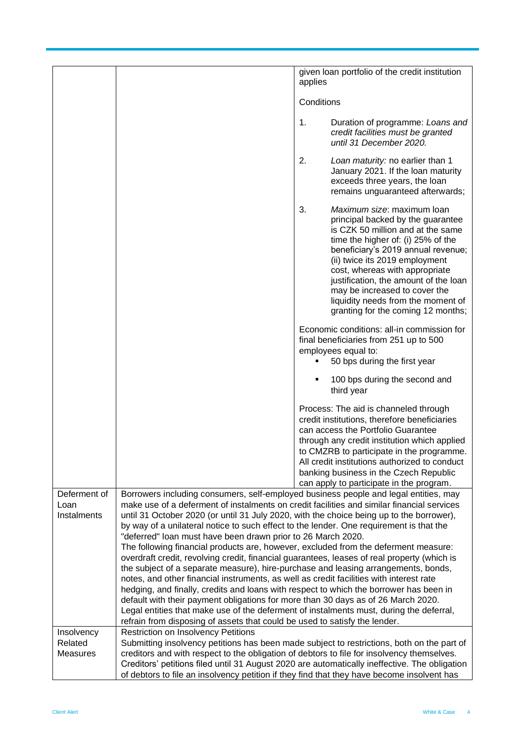| | | |
|---|---|---|
| | | given loan portfolio of the credit institution applies<br><br>Conditions<br><br>1. Duration of programme: *Loans and credit facilities must be granted until 31 December 2020.*<br><br>2. *Loan maturity:* no earlier than 1 January 2021. If the loan maturity exceeds three years, the loan remains unguaranteed afterwards;<br><br>3. *Maximum size*: maximum loan principal backed by the guarantee is CZK 50 million and at the same time the higher of: (i) 25% of the beneficiary's 2019 annual revenue; (ii) twice its 2019 employment cost, whereas with appropriate justification, the amount of the loan may be increased to cover the liquidity needs from the moment of granting for the coming 12 months;<br><br>Economic conditions: all-in commission for final beneficiaries from 251 up to 500 employees equal to:<br>▪ 50 bps during the first year<br>▪ 100 bps during the second and third year<br><br>Process: The aid is channeled through credit institutions, therefore beneficiaries can access the Portfolio Guarantee through any credit institution which applied to CMZRB to participate in the programme. All credit institutions authorized to conduct banking business in the Czech Republic can apply to participate in the program. |
| Deferment of Loan Instalments | Borrowers including consumers, self-employed business people and legal entities, may make use of a deferment of instalments on credit facilities and similar financial services until 31 October 2020 (or until 31 July 2020, with the choice being up to the borrower), by way of a unilateral notice to such effect to the lender. One requirement is that the "deferred" loan must have been drawn prior to 26 March 2020.<br>The following financial products are, however, excluded from the deferment measure: overdraft credit, revolving credit, financial guarantees, leases of real property (which is the subject of a separate measure), hire-purchase and leasing arrangements, bonds, notes, and other financial instruments, as well as credit facilities with interest rate hedging, and finally, credits and loans with respect to which the borrower has been in default with their payment obligations for more than 30 days as of 26 March 2020.<br>Legal entities that make use of the deferment of instalments must, during the deferral, refrain from disposing of assets that could be used to satisfy the lender. | |
| Insolvency Related Measures | Restriction on Insolvency Petitions<br>Submitting insolvency petitions has been made subject to restrictions, both on the part of creditors and with respect to the obligation of debtors to file for insolvency themselves. Creditors' petitions filed until 31 August 2020 are automatically ineffective. The obligation of debtors to file an insolvency petition if they find that they have become insolvent has | |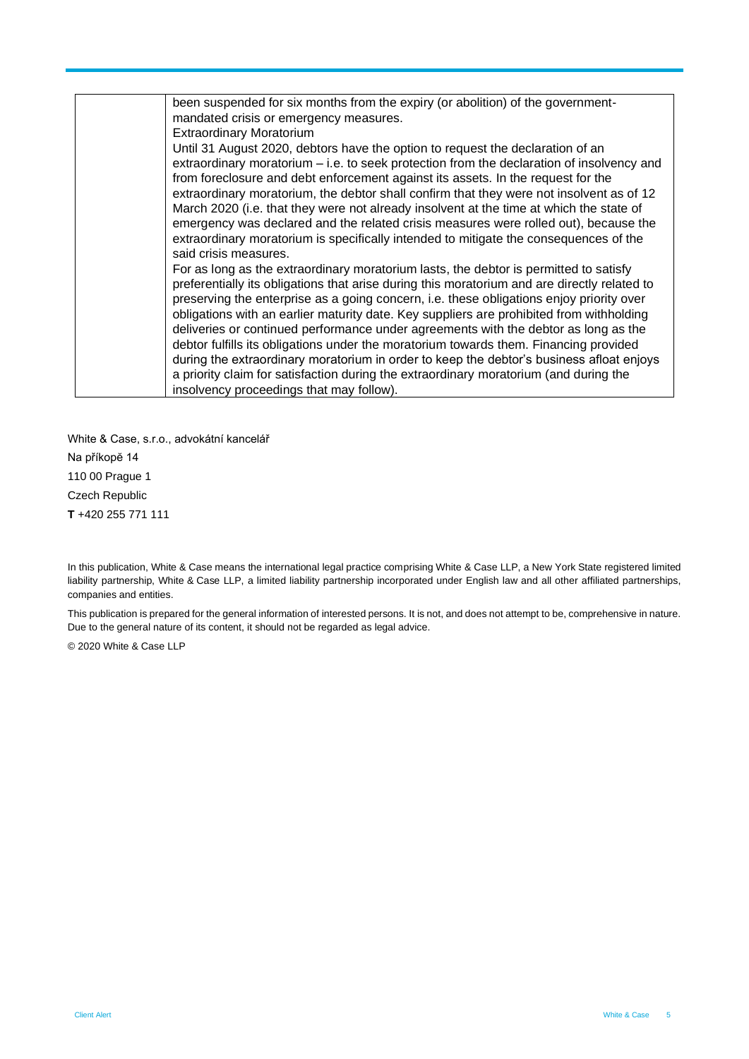| | |
|---|---|
| | been suspended for six months from the expiry (or abolition) of the government-mandated crisis or emergency measures.<br>Extraordinary Moratorium<br>Until 31 August 2020, debtors have the option to request the declaration of an extraordinary moratorium – i.e. to seek protection from the declaration of insolvency and from foreclosure and debt enforcement against its assets. In the request for the extraordinary moratorium, the debtor shall confirm that they were not insolvent as of 12 March 2020 (i.e. that they were not already insolvent at the time at which the state of emergency was declared and the related crisis measures were rolled out), because the extraordinary moratorium is specifically intended to mitigate the consequences of the said crisis measures.<br>For as long as the extraordinary moratorium lasts, the debtor is permitted to satisfy preferentially its obligations that arise during this moratorium and are directly related to preserving the enterprise as a going concern, i.e. these obligations enjoy priority over obligations with an earlier maturity date. Key suppliers are prohibited from withholding deliveries or continued performance under agreements with the debtor as long as the debtor fulfills its obligations under the moratorium towards them. Financing provided during the extraordinary moratorium in order to keep the debtor's business afloat enjoys a priority claim for satisfaction during the extraordinary moratorium (and during the insolvency proceedings that may follow). |

White & Case, s.r.o., advokátní kancelář
Na příkopě 14
110 00 Prague 1
Czech Republic
**T** +420 255 771 111

In this publication, White & Case means the international legal practice comprising White & Case LLP, a New York State registered limited liability partnership, White & Case LLP, a limited liability partnership incorporated under English law and all other affiliated partnerships, companies and entities.

This publication is prepared for the general information of interested persons. It is not, and does not attempt to be, comprehensive in nature. Due to the general nature of its content, it should not be regarded as legal advice.

© 2020 White & Case LLP